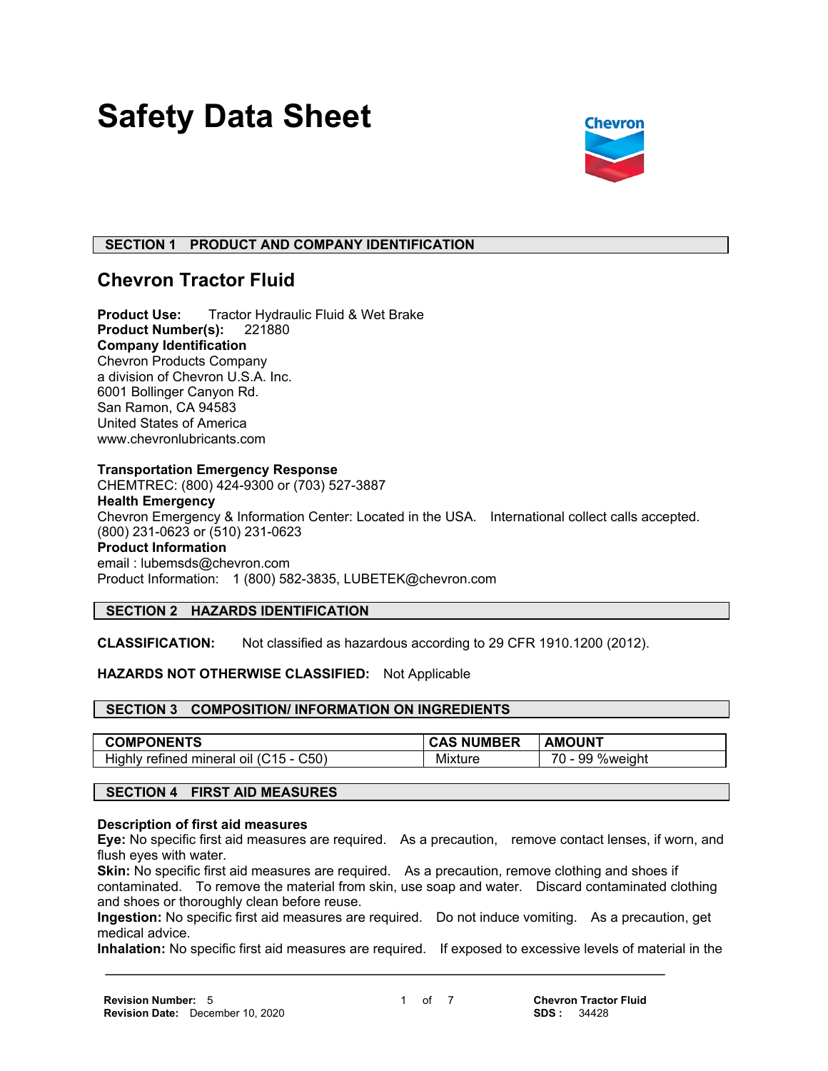# Safety Data Sheet

## SECTION 1 PRODUCT AND COMPANY IDENTIFICATION

### Chevron Tractor Fluid

**Product Use:** Tractor Hydraulic Fluid & Wet Brake
**Product Number(s):** 221880
**Company Identification**
Chevron Products Company
a division of Chevron U.S.A. Inc.
6001 Bollinger Canyon Rd.
San Ramon, CA 94583
United States of America
www.chevronlubricants.com

**Transportation Emergency Response**
CHEMTREC: (800) 424-9300 or (703) 527-3887
**Health Emergency**
Chevron Emergency & Information Center: Located in the USA. International collect calls accepted. (800) 231-0623 or (510) 231-0623
**Product Information**
email : lubemsds@chevron.com
Product Information: 1 (800) 582-3835, LUBETEK@chevron.com

## SECTION 2 HAZARDS IDENTIFICATION

**CLASSIFICATION:** Not classified as hazardous according to 29 CFR 1910.1200 (2012).

**HAZARDS NOT OTHERWISE CLASSIFIED:** Not Applicable

## SECTION 3 COMPOSITION/ INFORMATION ON INGREDIENTS

| COMPONENTS | CAS NUMBER | AMOUNT |
|---|---|---|
| Highly refined mineral oil (C15 - C50) | Mixture | 70 - 99 %weight |

## SECTION 4 FIRST AID MEASURES

**Description of first aid measures**
**Eye:** No specific first aid measures are required. As a precaution, remove contact lenses, if worn, and flush eyes with water.
**Skin:** No specific first aid measures are required. As a precaution, remove clothing and shoes if contaminated. To remove the material from skin, use soap and water. Discard contaminated clothing and shoes or thoroughly clean before reuse.
**Ingestion:** No specific first aid measures are required. Do not induce vomiting. As a precaution, get medical advice.
**Inhalation:** No specific first aid measures are required. If exposed to excessive levels of material in the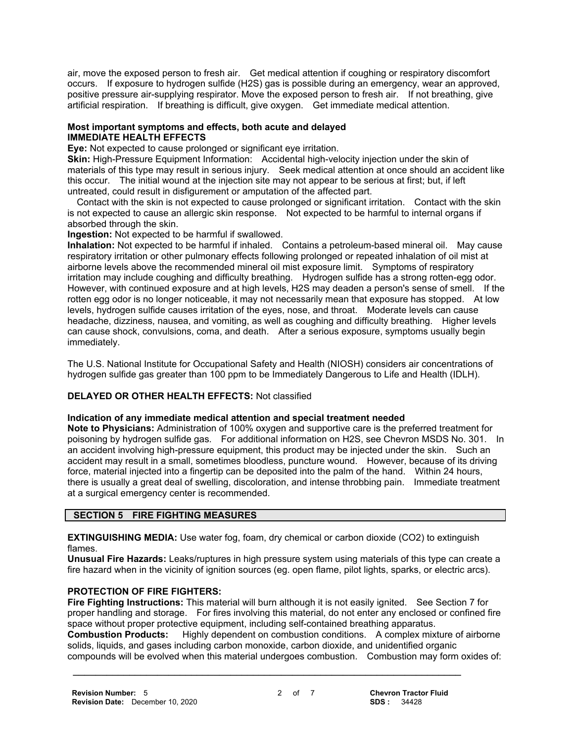air, move the exposed person to fresh air. Get medical attention if coughing or respiratory discomfort occurs. If exposure to hydrogen sulfide (H2S) gas is possible during an emergency, wear an approved, positive pressure air-supplying respirator. Move the exposed person to fresh air. If not breathing, give artificial respiration. If breathing is difficult, give oxygen. Get immediate medical attention.

**Most important symptoms and effects, both acute and delayed**
**IMMEDIATE HEALTH EFFECTS**

**Eye:** Not expected to cause prolonged or significant eye irritation.

**Skin:** High-Pressure Equipment Information: Accidental high-velocity injection under the skin of materials of this type may result in serious injury. Seek medical attention at once should an accident like this occur. The initial wound at the injection site may not appear to be serious at first; but, if left untreated, could result in disfigurement or amputation of the affected part.

Contact with the skin is not expected to cause prolonged or significant irritation. Contact with the skin is not expected to cause an allergic skin response. Not expected to be harmful to internal organs if absorbed through the skin.

**Ingestion:** Not expected to be harmful if swallowed.

**Inhalation:** Not expected to be harmful if inhaled. Contains a petroleum-based mineral oil. May cause respiratory irritation or other pulmonary effects following prolonged or repeated inhalation of oil mist at airborne levels above the recommended mineral oil mist exposure limit. Symptoms of respiratory irritation may include coughing and difficulty breathing. Hydrogen sulfide has a strong rotten-egg odor. However, with continued exposure and at high levels, H2S may deaden a person's sense of smell. If the rotten egg odor is no longer noticeable, it may not necessarily mean that exposure has stopped. At low levels, hydrogen sulfide causes irritation of the eyes, nose, and throat. Moderate levels can cause headache, dizziness, nausea, and vomiting, as well as coughing and difficulty breathing. Higher levels can cause shock, convulsions, coma, and death. After a serious exposure, symptoms usually begin immediately.

The U.S. National Institute for Occupational Safety and Health (NIOSH) considers air concentrations of hydrogen sulfide gas greater than 100 ppm to be Immediately Dangerous to Life and Health (IDLH).

**DELAYED OR OTHER HEALTH EFFECTS:** Not classified

**Indication of any immediate medical attention and special treatment needed**

**Note to Physicians:** Administration of 100% oxygen and supportive care is the preferred treatment for poisoning by hydrogen sulfide gas. For additional information on H2S, see Chevron MSDS No. 301. In an accident involving high-pressure equipment, this product may be injected under the skin. Such an accident may result in a small, sometimes bloodless, puncture wound. However, because of its driving force, material injected into a fingertip can be deposited into the palm of the hand. Within 24 hours, there is usually a great deal of swelling, discoloration, and intense throbbing pain. Immediate treatment at a surgical emergency center is recommended.

## SECTION 5 FIRE FIGHTING MEASURES

**EXTINGUISHING MEDIA:** Use water fog, foam, dry chemical or carbon dioxide (CO2) to extinguish flames.

**Unusual Fire Hazards:** Leaks/ruptures in high pressure system using materials of this type can create a fire hazard when in the vicinity of ignition sources (eg. open flame, pilot lights, sparks, or electric arcs).

**PROTECTION OF FIRE FIGHTERS:**

**Fire Fighting Instructions:** This material will burn although it is not easily ignited. See Section 7 for proper handling and storage. For fires involving this material, do not enter any enclosed or confined fire space without proper protective equipment, including self-contained breathing apparatus.

**Combustion Products:** Highly dependent on combustion conditions. A complex mixture of airborne solids, liquids, and gases including carbon monoxide, carbon dioxide, and unidentified organic compounds will be evolved when this material undergoes combustion. Combustion may form oxides of: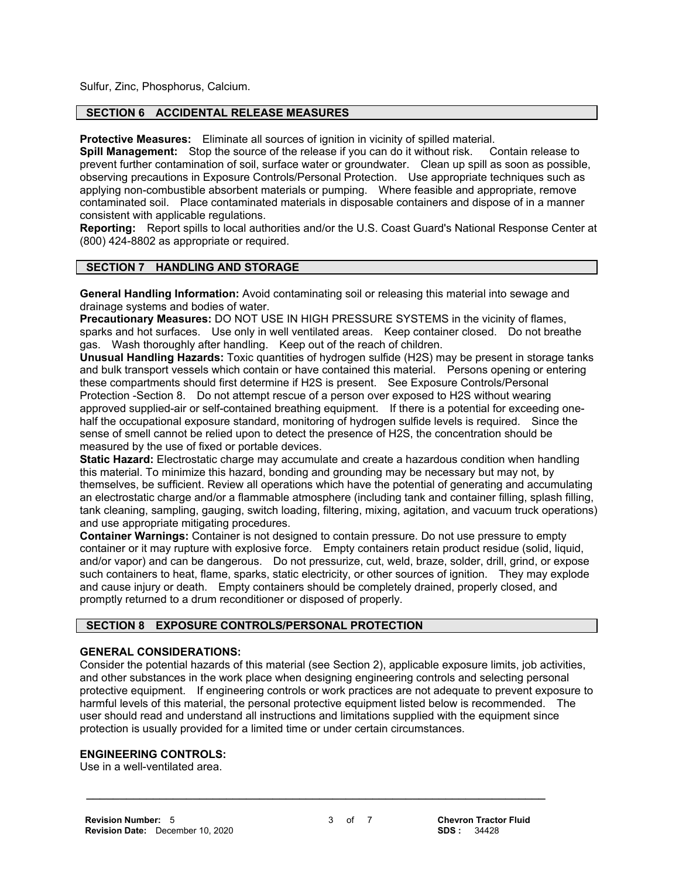Sulfur, Zinc, Phosphorus, Calcium.

## SECTION 6 ACCIDENTAL RELEASE MEASURES

**Protective Measures:** Eliminate all sources of ignition in vicinity of spilled material.
**Spill Management:** Stop the source of the release if you can do it without risk. Contain release to prevent further contamination of soil, surface water or groundwater. Clean up spill as soon as possible, observing precautions in Exposure Controls/Personal Protection. Use appropriate techniques such as applying non-combustible absorbent materials or pumping. Where feasible and appropriate, remove contaminated soil. Place contaminated materials in disposable containers and dispose of in a manner consistent with applicable regulations.
**Reporting:** Report spills to local authorities and/or the U.S. Coast Guard's National Response Center at (800) 424-8802 as appropriate or required.

## SECTION 7 HANDLING AND STORAGE

**General Handling Information:** Avoid contaminating soil or releasing this material into sewage and drainage systems and bodies of water.
**Precautionary Measures:** DO NOT USE IN HIGH PRESSURE SYSTEMS in the vicinity of flames, sparks and hot surfaces. Use only in well ventilated areas. Keep container closed. Do not breathe gas. Wash thoroughly after handling. Keep out of the reach of children.
**Unusual Handling Hazards:** Toxic quantities of hydrogen sulfide ($H2S$) may be present in storage tanks and bulk transport vessels which contain or have contained this material. Persons opening or entering these compartments should first determine if H2S is present. See Exposure Controls/Personal Protection -Section 8. Do not attempt rescue of a person over exposed to H2S without wearing approved supplied-air or self-contained breathing equipment. If there is a potential for exceeding one-half the occupational exposure standard, monitoring of hydrogen sulfide levels is required. Since the sense of smell cannot be relied upon to detect the presence of H2S, the concentration should be measured by the use of fixed or portable devices.
**Static Hazard:** Electrostatic charge may accumulate and create a hazardous condition when handling this material. To minimize this hazard, bonding and grounding may be necessary but may not, by themselves, be sufficient. Review all operations which have the potential of generating and accumulating an electrostatic charge and/or a flammable atmosphere (including tank and container filling, splash filling, tank cleaning, sampling, gauging, switch loading, filtering, mixing, agitation, and vacuum truck operations) and use appropriate mitigating procedures.
**Container Warnings:** Container is not designed to contain pressure. Do not use pressure to empty container or it may rupture with explosive force. Empty containers retain product residue (solid, liquid, and/or vapor) and can be dangerous. Do not pressurize, cut, weld, braze, solder, drill, grind, or expose such containers to heat, flame, sparks, static electricity, or other sources of ignition. They may explode and cause injury or death. Empty containers should be completely drained, properly closed, and promptly returned to a drum reconditioner or disposed of properly.

## SECTION 8 EXPOSURE CONTROLS/PERSONAL PROTECTION

### GENERAL CONSIDERATIONS:

Consider the potential hazards of this material (see Section 2), applicable exposure limits, job activities, and other substances in the work place when designing engineering controls and selecting personal protective equipment. If engineering controls or work practices are not adequate to prevent exposure to harmful levels of this material, the personal protective equipment listed below is recommended. The user should read and understand all instructions and limitations supplied with the equipment since protection is usually provided for a limited time or under certain circumstances.

### ENGINEERING CONTROLS:

Use in a well-ventilated area.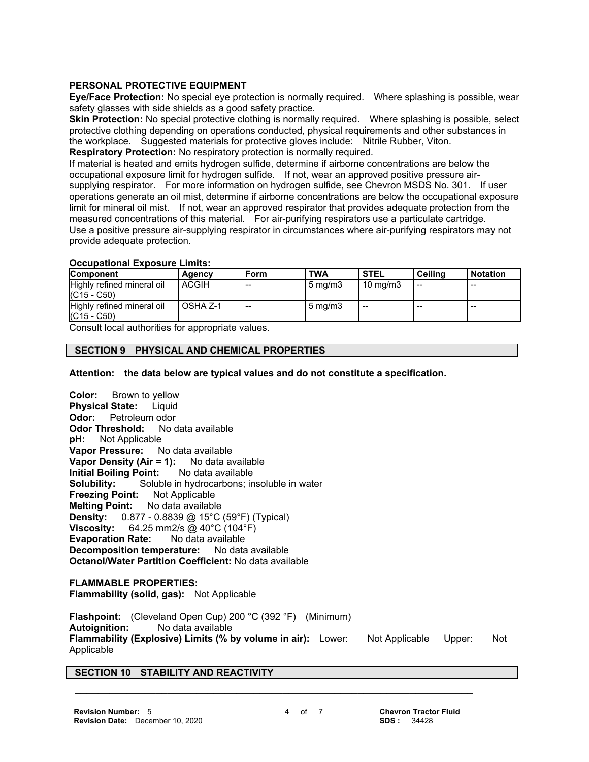### PERSONAL PROTECTIVE EQUIPMENT

**Eye/Face Protection:** No special eye protection is normally required. Where splashing is possible, wear safety glasses with side shields as a good safety practice.

**Skin Protection:** No special protective clothing is normally required. Where splashing is possible, select protective clothing depending on operations conducted, physical requirements and other substances in the workplace. Suggested materials for protective gloves include: Nitrile Rubber, Viton.

**Respiratory Protection:** No respiratory protection is normally required.

If material is heated and emits hydrogen sulfide, determine if airborne concentrations are below the occupational exposure limit for hydrogen sulfide. If not, wear an approved positive pressure air-supplying respirator. For more information on hydrogen sulfide, see Chevron MSDS No. 301. If user operations generate an oil mist, determine if airborne concentrations are below the occupational exposure limit for mineral oil mist. If not, wear an approved respirator that provides adequate protection from the measured concentrations of this material. For air-purifying respirators use a particulate cartridge. Use a positive pressure air-supplying respirator in circumstances where air-purifying respirators may not provide adequate protection.

**Occupational Exposure Limits:**

| Component | Agency | Form | TWA | STEL | Ceiling | Notation |
|---|---|---|---|---|---|---|
| Highly refined mineral oil (C15 - C50) | ACGIH | -- | 5 mg/m3 | 10 mg/m3 | -- | -- |
| Highly refined mineral oil (C15 - C50) | OSHA Z-1 | -- | 5 mg/m3 | -- | -- | -- |

Consult local authorities for appropriate values.

## SECTION 9 PHYSICAL AND CHEMICAL PROPERTIES

**Attention: the data below are typical values and do not constitute a specification.**

**Color:** Brown to yellow
**Physical State:** Liquid
**Odor:** Petroleum odor
**Odor Threshold:** No data available
**pH:** Not Applicable
**Vapor Pressure:** No data available
**Vapor Density (Air = 1):** No data available
**Initial Boiling Point:** No data available
**Solubility:** Soluble in hydrocarbons; insoluble in water
**Freezing Point:** Not Applicable
**Melting Point:** No data available
**Density:** 0.877 - 0.8839 @ 15°C (59°F) (Typical)
**Viscosity:** 64.25 mm2/s @ 40°C (104°F)
**Evaporation Rate:** No data available
**Decomposition temperature:** No data available
**Octanol/Water Partition Coefficient:** No data available

**FLAMMABLE PROPERTIES:**
**Flammability (solid, gas):** Not Applicable

**Flashpoint:** (Cleveland Open Cup) 200 °C (392 °F) (Minimum)
**Autoignition:** No data available
**Flammability (Explosive) Limits (% by volume in air):** Lower: Not Applicable Upper: Not Applicable

## SECTION 10 STABILITY AND REACTIVITY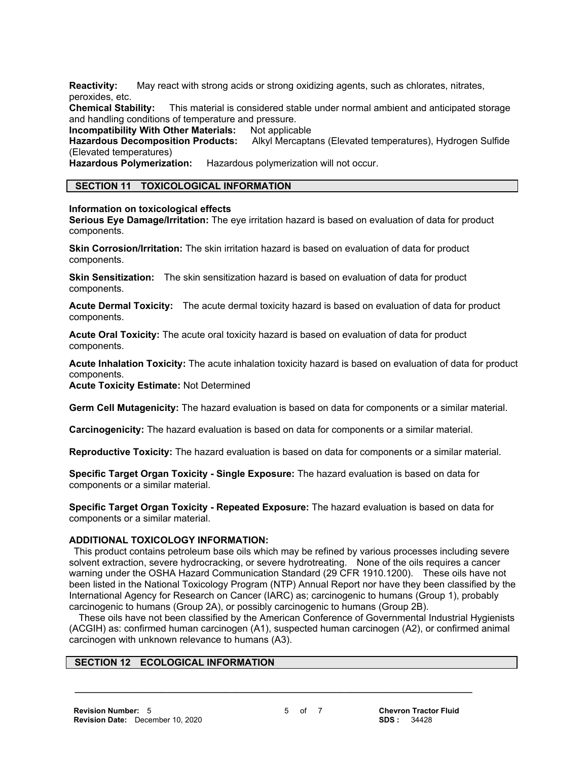**Reactivity:** May react with strong acids or strong oxidizing agents, such as chlorates, nitrates, peroxides, etc.
**Chemical Stability:** This material is considered stable under normal ambient and anticipated storage and handling conditions of temperature and pressure.
**Incompatibility With Other Materials:** Not applicable
**Hazardous Decomposition Products:** Alkyl Mercaptans (Elevated temperatures), Hydrogen Sulfide (Elevated temperatures)
**Hazardous Polymerization:** Hazardous polymerization will not occur.

## SECTION 11 TOXICOLOGICAL INFORMATION

**Information on toxicological effects**
**Serious Eye Damage/Irritation:** The eye irritation hazard is based on evaluation of data for product components.

**Skin Corrosion/Irritation:** The skin irritation hazard is based on evaluation of data for product components.

**Skin Sensitization:** The skin sensitization hazard is based on evaluation of data for product components.

**Acute Dermal Toxicity:** The acute dermal toxicity hazard is based on evaluation of data for product components.

**Acute Oral Toxicity:** The acute oral toxicity hazard is based on evaluation of data for product components.

**Acute Inhalation Toxicity:** The acute inhalation toxicity hazard is based on evaluation of data for product components.
**Acute Toxicity Estimate:** Not Determined

**Germ Cell Mutagenicity:** The hazard evaluation is based on data for components or a similar material.

**Carcinogenicity:** The hazard evaluation is based on data for components or a similar material.

**Reproductive Toxicity:** The hazard evaluation is based on data for components or a similar material.

**Specific Target Organ Toxicity - Single Exposure:** The hazard evaluation is based on data for components or a similar material.

**Specific Target Organ Toxicity - Repeated Exposure:** The hazard evaluation is based on data for components or a similar material.

**ADDITIONAL TOXICOLOGY INFORMATION:**
This product contains petroleum base oils which may be refined by various processes including severe solvent extraction, severe hydrocracking, or severe hydrotreating. None of the oils requires a cancer warning under the OSHA Hazard Communication Standard (29 CFR 1910.1200). These oils have not been listed in the National Toxicology Program (NTP) Annual Report nor have they been classified by the International Agency for Research on Cancer (IARC) as; carcinogenic to humans (Group 1), probably carcinogenic to humans (Group 2A), or possibly carcinogenic to humans (Group 2B).
These oils have not been classified by the American Conference of Governmental Industrial Hygienists (ACGIH) as: confirmed human carcinogen (A1), suspected human carcinogen (A2), or confirmed animal carcinogen with unknown relevance to humans (A3).

## SECTION 12 ECOLOGICAL INFORMATION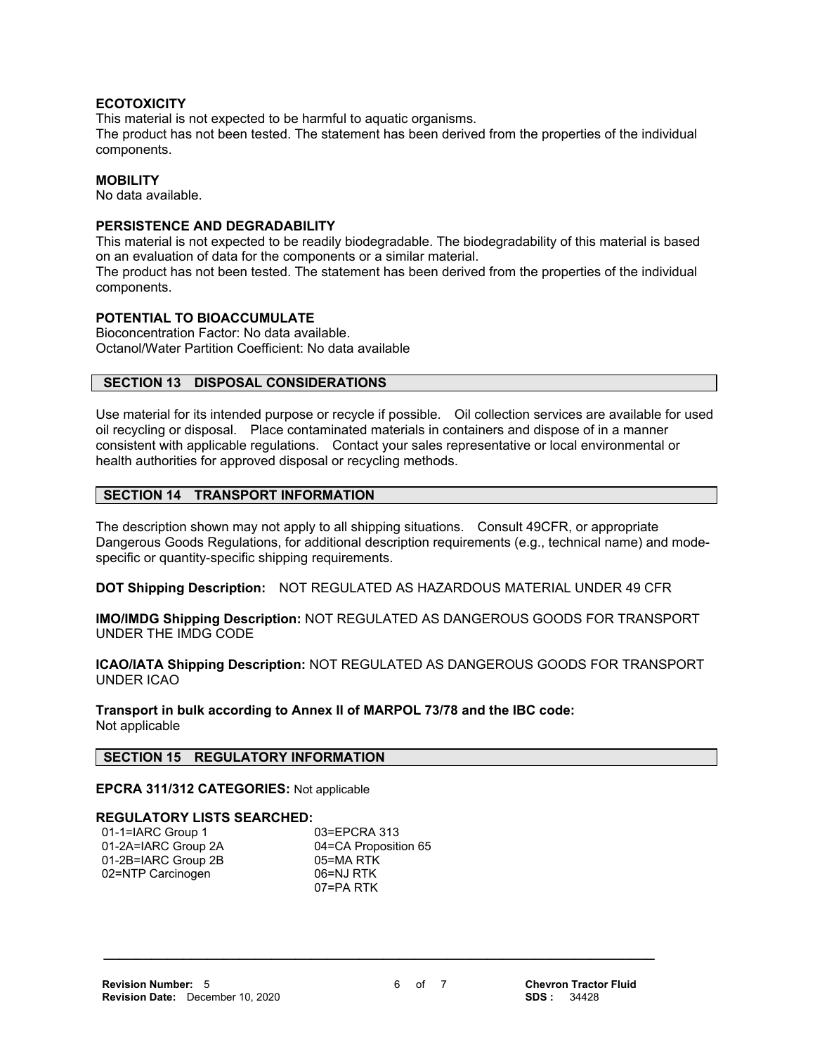### ECOTOXICITY

This material is not expected to be harmful to aquatic organisms.
The product has not been tested. The statement has been derived from the properties of the individual components.

### MOBILITY

No data available.

### PERSISTENCE AND DEGRADABILITY

This material is not expected to be readily biodegradable. The biodegradability of this material is based on an evaluation of data for the components or a similar material.
The product has not been tested. The statement has been derived from the properties of the individual components.

### POTENTIAL TO BIOACCUMULATE

Bioconcentration Factor: No data available.
Octanol/Water Partition Coefficient: No data available

## SECTION 13 DISPOSAL CONSIDERATIONS

Use material for its intended purpose or recycle if possible. Oil collection services are available for used oil recycling or disposal. Place contaminated materials in containers and dispose of in a manner consistent with applicable regulations. Contact your sales representative or local environmental or health authorities for approved disposal or recycling methods.

## SECTION 14 TRANSPORT INFORMATION

The description shown may not apply to all shipping situations. Consult 49CFR, or appropriate Dangerous Goods Regulations, for additional description requirements (e.g., technical name) and mode-specific or quantity-specific shipping requirements.

**DOT Shipping Description:** NOT REGULATED AS HAZARDOUS MATERIAL UNDER 49 CFR

**IMO/IMDG Shipping Description:** NOT REGULATED AS DANGEROUS GOODS FOR TRANSPORT UNDER THE IMDG CODE

**ICAO/IATA Shipping Description:** NOT REGULATED AS DANGEROUS GOODS FOR TRANSPORT UNDER ICAO

**Transport in bulk according to Annex II of MARPOL 73/78 and the IBC code:**
Not applicable

## SECTION 15 REGULATORY INFORMATION

**EPCRA 311/312 CATEGORIES:** Not applicable

**REGULATORY LISTS SEARCHED:**

| | |
|---|---|
| 01-1=IARC Group 1 | 03=EPCRA 313 |
| 01-2A=IARC Group 2A | 04=CA Proposition 65 |
| 01-2B=IARC Group 2B | 05=MA RTK |
| 02=NTP Carcinogen | 06=NJ RTK |
| | 07=PA RTK |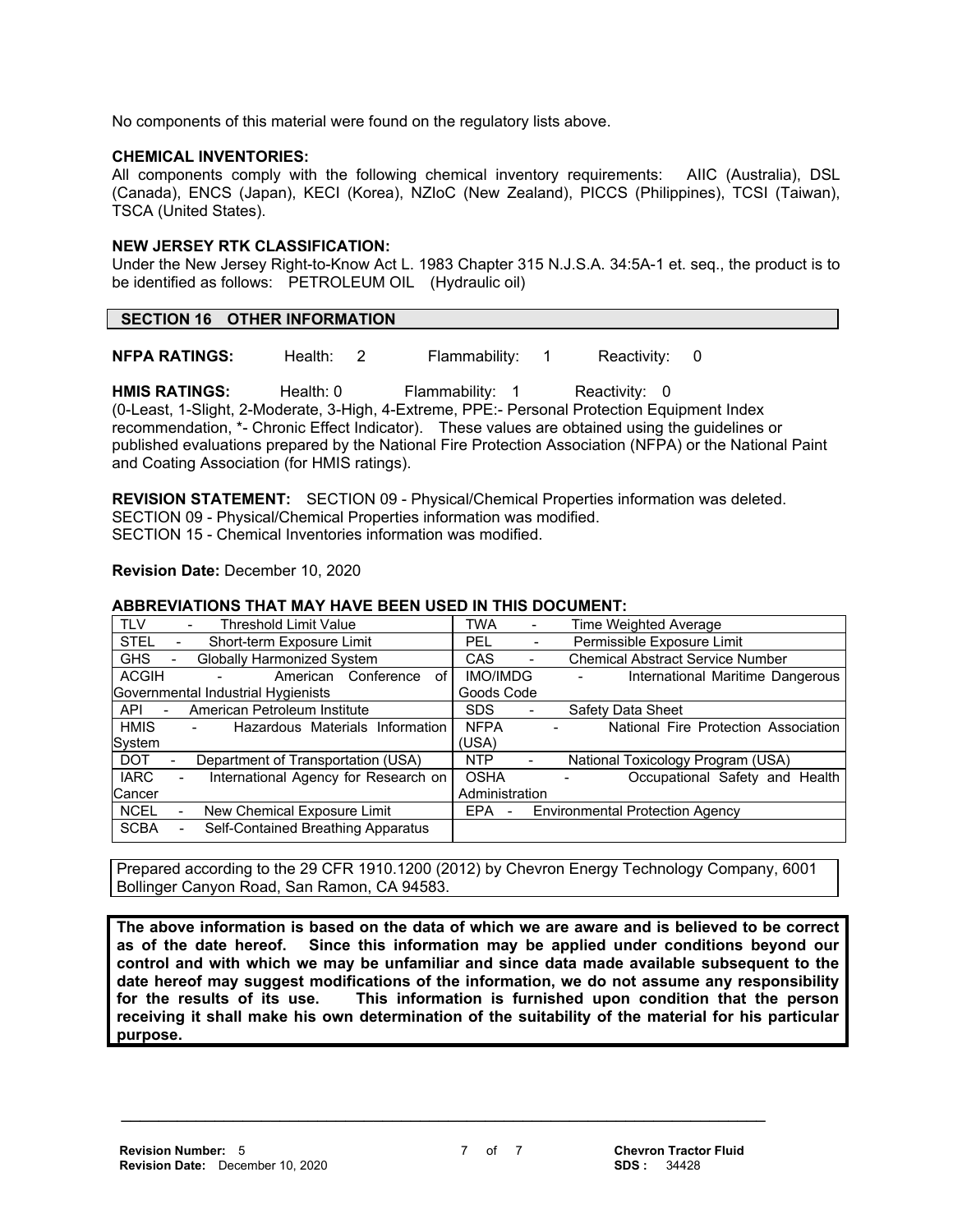No components of this material were found on the regulatory lists above.

**CHEMICAL INVENTORIES:**
All components comply with the following chemical inventory requirements: AIIC (Australia), DSL (Canada), ENCS (Japan), KECI (Korea), NZIoC (New Zealand), PICCS (Philippines), TCSI (Taiwan), TSCA (United States).

**NEW JERSEY RTK CLASSIFICATION:**
Under the New Jersey Right-to-Know Act L. 1983 Chapter 315 N.J.S.A. 34:5A-1 et. seq., the product is to be identified as follows: PETROLEUM OIL (Hydraulic oil)

## SECTION 16 OTHER INFORMATION

**NFPA RATINGS:** Health: 2 Flammability: 1 Reactivity: 0

**HMIS RATINGS:** Health: 0 Flammability: 1 Reactivity: 0
(0-Least, 1-Slight, 2-Moderate, 3-High, 4-Extreme, PPE:- Personal Protection Equipment Index recommendation, *- Chronic Effect Indicator). These values are obtained using the guidelines or published evaluations prepared by the National Fire Protection Association (NFPA) or the National Paint and Coating Association (for HMIS ratings).

**REVISION STATEMENT:** SECTION 09 - Physical/Chemical Properties information was deleted.
SECTION 09 - Physical/Chemical Properties information was modified.
SECTION 15 - Chemical Inventories information was modified.

**Revision Date:** December 10, 2020

**ABBREVIATIONS THAT MAY HAVE BEEN USED IN THIS DOCUMENT:**

| | |
|---|---|
| TLV - Threshold Limit Value | TWA - Time Weighted Average |
| STEL - Short-term Exposure Limit | PEL - Permissible Exposure Limit |
| GHS - Globally Harmonized System | CAS - Chemical Abstract Service Number |
| ACGIH - American Conference of Governmental Industrial Hygienists | IMO/IMDG - International Maritime Dangerous Goods Code |
| API - American Petroleum Institute | SDS - Safety Data Sheet |
| HMIS - Hazardous Materials Information System | NFPA - National Fire Protection Association (USA) |
| DOT - Department of Transportation (USA) | NTP - National Toxicology Program (USA) |
| IARC - International Agency for Research on Cancer | OSHA - Occupational Safety and Health Administration |
| NCEL - New Chemical Exposure Limit | EPA - Environmental Protection Agency |
| SCBA - Self-Contained Breathing Apparatus | |

Prepared according to the 29 CFR 1910.1200 (2012) by Chevron Energy Technology Company, 6001 Bollinger Canyon Road, San Ramon, CA 94583.

**The above information is based on the data of which we are aware and is believed to be correct as of the date hereof. Since this information may be applied under conditions beyond our control and with which we may be unfamiliar and since data made available subsequent to the date hereof may suggest modifications of the information, we do not assume any responsibility for the results of its use. This information is furnished upon condition that the person receiving it shall make his own determination of the suitability of the material for his particular purpose.**